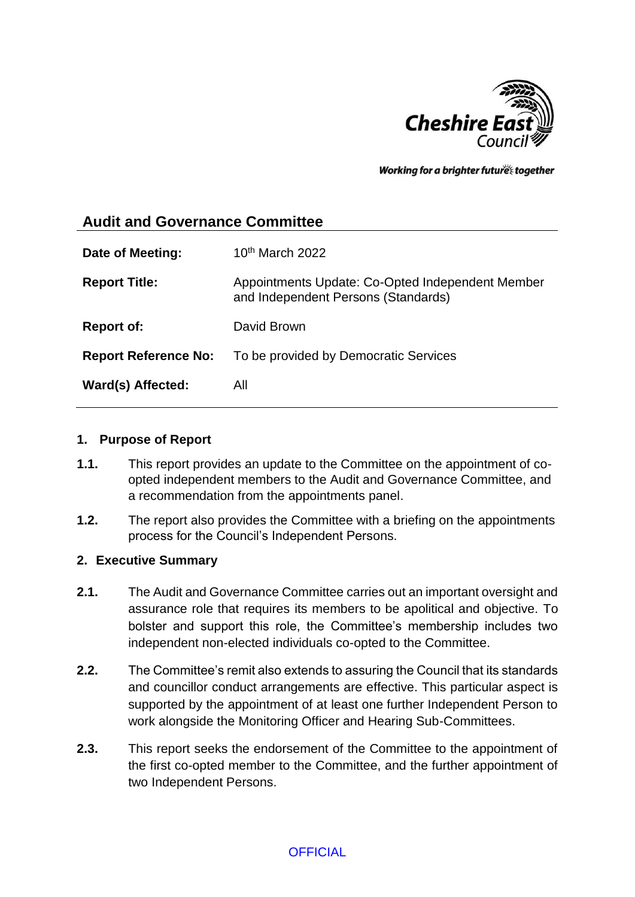Cheshire East Council

*Working for a brighter future together*

## Audit and Governance Committee

| | |
|---|---|
| **Date of Meeting:** | 10th March 2022 |
| **Report Title:** | Appointments Update: Co-Opted Independent Member and Independent Persons (Standards) |
| **Report of:** | David Brown |
| **Report Reference No:** | To be provided by Democratic Services |
| **Ward(s) Affected:** | All |

### 1. Purpose of Report

**1.1.** This report provides an update to the Committee on the appointment of co-opted independent members to the Audit and Governance Committee, and a recommendation from the appointments panel.

**1.2.** The report also provides the Committee with a briefing on the appointments process for the Council's Independent Persons.

### 2. Executive Summary

**2.1.** The Audit and Governance Committee carries out an important oversight and assurance role that requires its members to be apolitical and objective. To bolster and support this role, the Committee's membership includes two independent non-elected individuals co-opted to the Committee.

**2.2.** The Committee's remit also extends to assuring the Council that its standards and councillor conduct arrangements are effective. This particular aspect is supported by the appointment of at least one further Independent Person to work alongside the Monitoring Officer and Hearing Sub-Committees.

**2.3.** This report seeks the endorsement of the Committee to the appointment of the first co-opted member to the Committee, and the further appointment of two Independent Persons.

OFFICIAL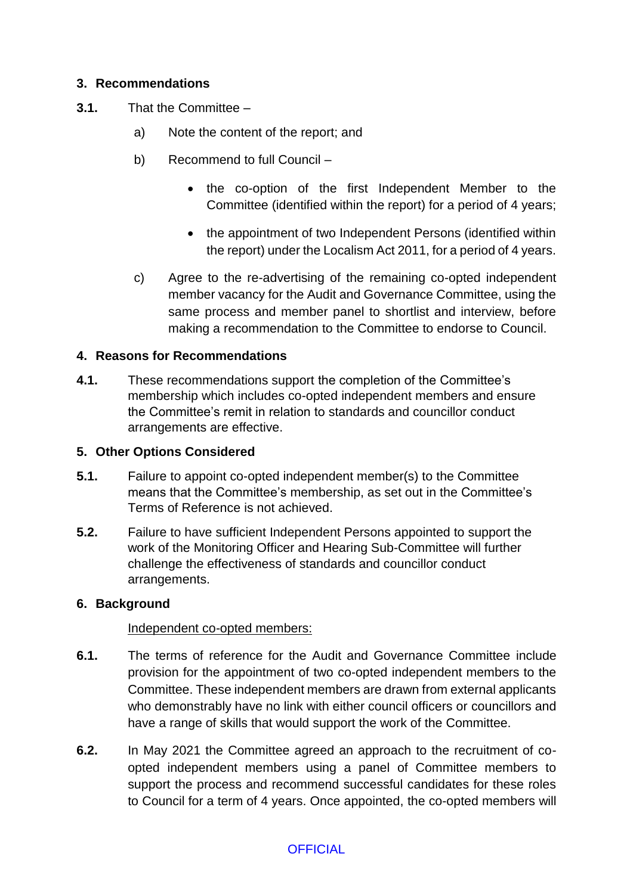## 3. Recommendations

**3.1.** That the Committee –

a) Note the content of the report; and

b) Recommend to full Council –

- the co-option of the first Independent Member to the Committee (identified within the report) for a period of 4 years;
- the appointment of two Independent Persons (identified within the report) under the Localism Act 2011, for a period of 4 years.

c) Agree to the re-advertising of the remaining co-opted independent member vacancy for the Audit and Governance Committee, using the same process and member panel to shortlist and interview, before making a recommendation to the Committee to endorse to Council.

## 4. Reasons for Recommendations

**4.1.** These recommendations support the completion of the Committee's membership which includes co-opted independent members and ensure the Committee's remit in relation to standards and councillor conduct arrangements are effective.

## 5. Other Options Considered

**5.1.** Failure to appoint co-opted independent member(s) to the Committee means that the Committee's membership, as set out in the Committee's Terms of Reference is not achieved.

**5.2.** Failure to have sufficient Independent Persons appointed to support the work of the Monitoring Officer and Hearing Sub-Committee will further challenge the effectiveness of standards and councillor conduct arrangements.

## 6. Background

Independent co-opted members:

**6.1.** The terms of reference for the Audit and Governance Committee include provision for the appointment of two co-opted independent members to the Committee. These independent members are drawn from external applicants who demonstrably have no link with either council officers or councillors and have a range of skills that would support the work of the Committee.

**6.2.** In May 2021 the Committee agreed an approach to the recruitment of co-opted independent members using a panel of Committee members to support the process and recommend successful candidates for these roles to Council for a term of 4 years. Once appointed, the co-opted members will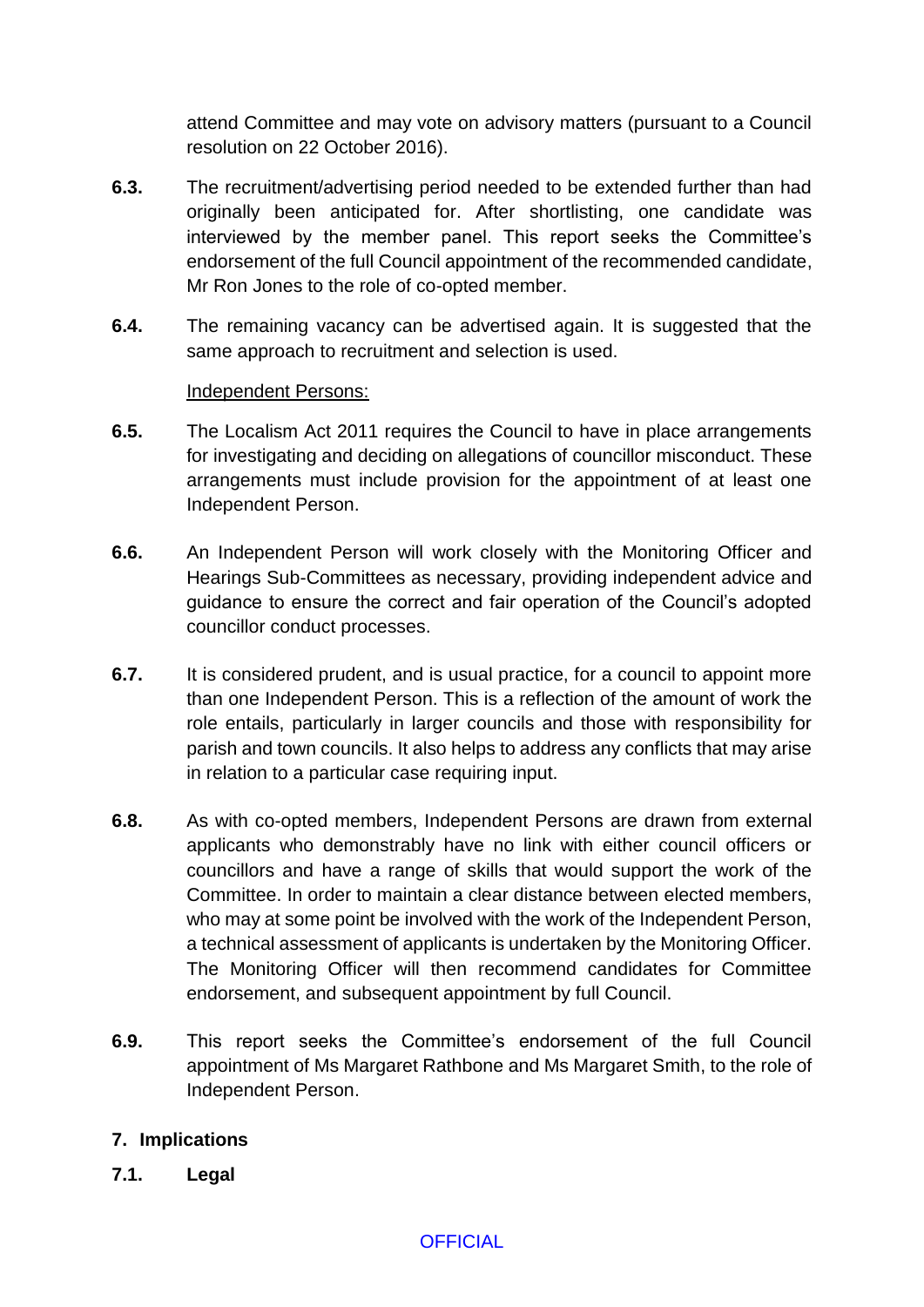attend Committee and may vote on advisory matters (pursuant to a Council resolution on 22 October 2016).

**6.3.** The recruitment/advertising period needed to be extended further than had originally been anticipated for. After shortlisting, one candidate was interviewed by the member panel. This report seeks the Committee's endorsement of the full Council appointment of the recommended candidate, Mr Ron Jones to the role of co-opted member.

**6.4.** The remaining vacancy can be advertised again. It is suggested that the same approach to recruitment and selection is used.

Independent Persons:

**6.5.** The Localism Act 2011 requires the Council to have in place arrangements for investigating and deciding on allegations of councillor misconduct. These arrangements must include provision for the appointment of at least one Independent Person.

**6.6.** An Independent Person will work closely with the Monitoring Officer and Hearings Sub-Committees as necessary, providing independent advice and guidance to ensure the correct and fair operation of the Council's adopted councillor conduct processes.

**6.7.** It is considered prudent, and is usual practice, for a council to appoint more than one Independent Person. This is a reflection of the amount of work the role entails, particularly in larger councils and those with responsibility for parish and town councils. It also helps to address any conflicts that may arise in relation to a particular case requiring input.

**6.8.** As with co-opted members, Independent Persons are drawn from external applicants who demonstrably have no link with either council officers or councillors and have a range of skills that would support the work of the Committee. In order to maintain a clear distance between elected members, who may at some point be involved with the work of the Independent Person, a technical assessment of applicants is undertaken by the Monitoring Officer. The Monitoring Officer will then recommend candidates for Committee endorsement, and subsequent appointment by full Council.

**6.9.** This report seeks the Committee's endorsement of the full Council appointment of Ms Margaret Rathbone and Ms Margaret Smith, to the role of Independent Person.

## 7. Implications

### 7.1. Legal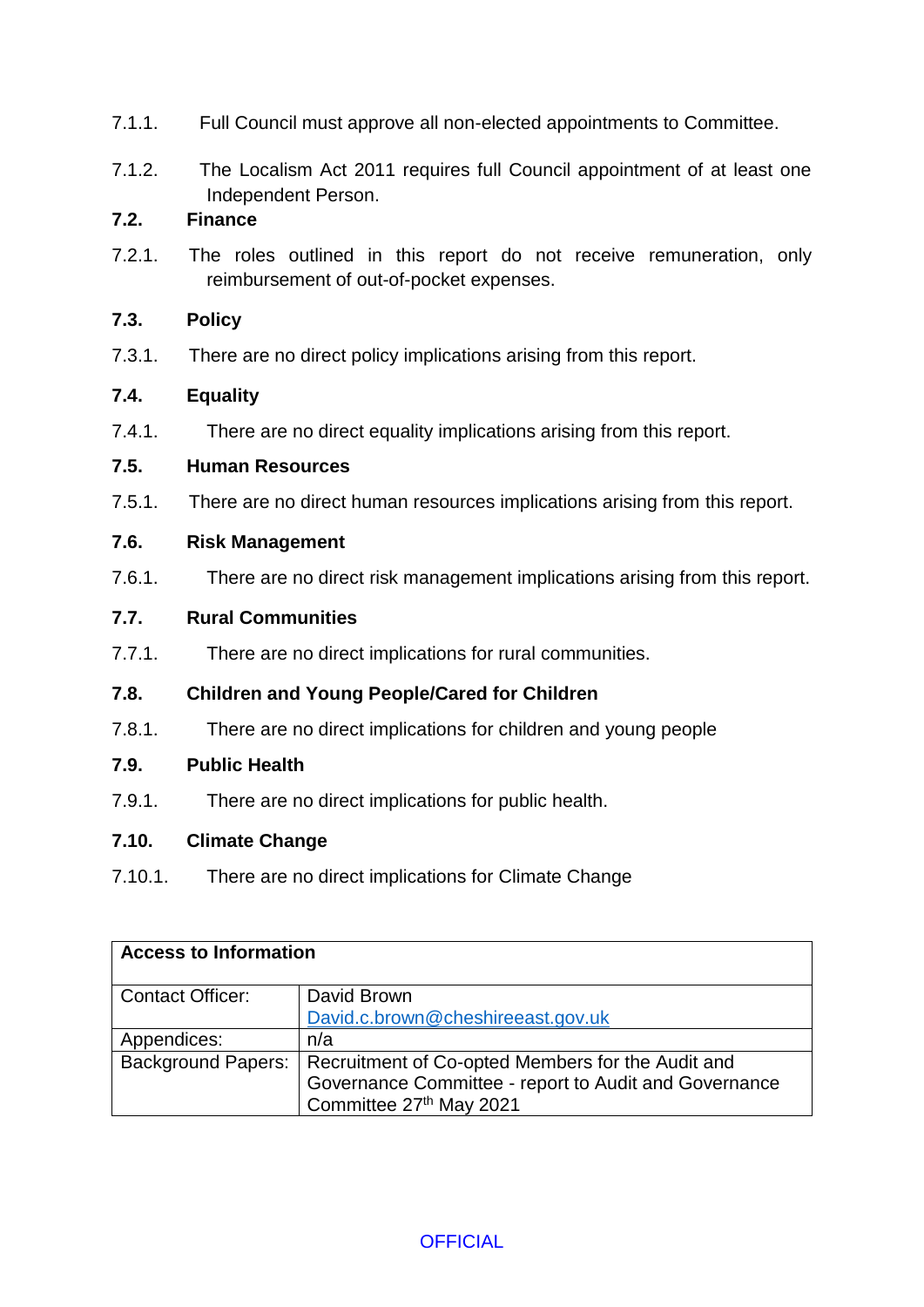7.1.1. Full Council must approve all non-elected appointments to Committee.

7.1.2. The Localism Act 2011 requires full Council appointment of at least one Independent Person.

### 7.2. Finance

7.2.1. The roles outlined in this report do not receive remuneration, only reimbursement of out-of-pocket expenses.

### 7.3. Policy

7.3.1. There are no direct policy implications arising from this report.

### 7.4. Equality

7.4.1. There are no direct equality implications arising from this report.

### 7.5. Human Resources

7.5.1. There are no direct human resources implications arising from this report.

### 7.6. Risk Management

7.6.1. There are no direct risk management implications arising from this report.

### 7.7. Rural Communities

7.7.1. There are no direct implications for rural communities.

### 7.8. Children and Young People/Cared for Children

7.8.1. There are no direct implications for children and young people

### 7.9. Public Health

7.9.1. There are no direct implications for public health.

### 7.10. Climate Change

7.10.1. There are no direct implications for Climate Change

| **Access to Information** | |
|---|---|
| Contact Officer: | David Brown<br>David.c.brown@cheshireeast.gov.uk |
| Appendices: | n/a |
| Background Papers: | Recruitment of Co-opted Members for the Audit and Governance Committee - report to Audit and Governance Committee 27th May 2021 |